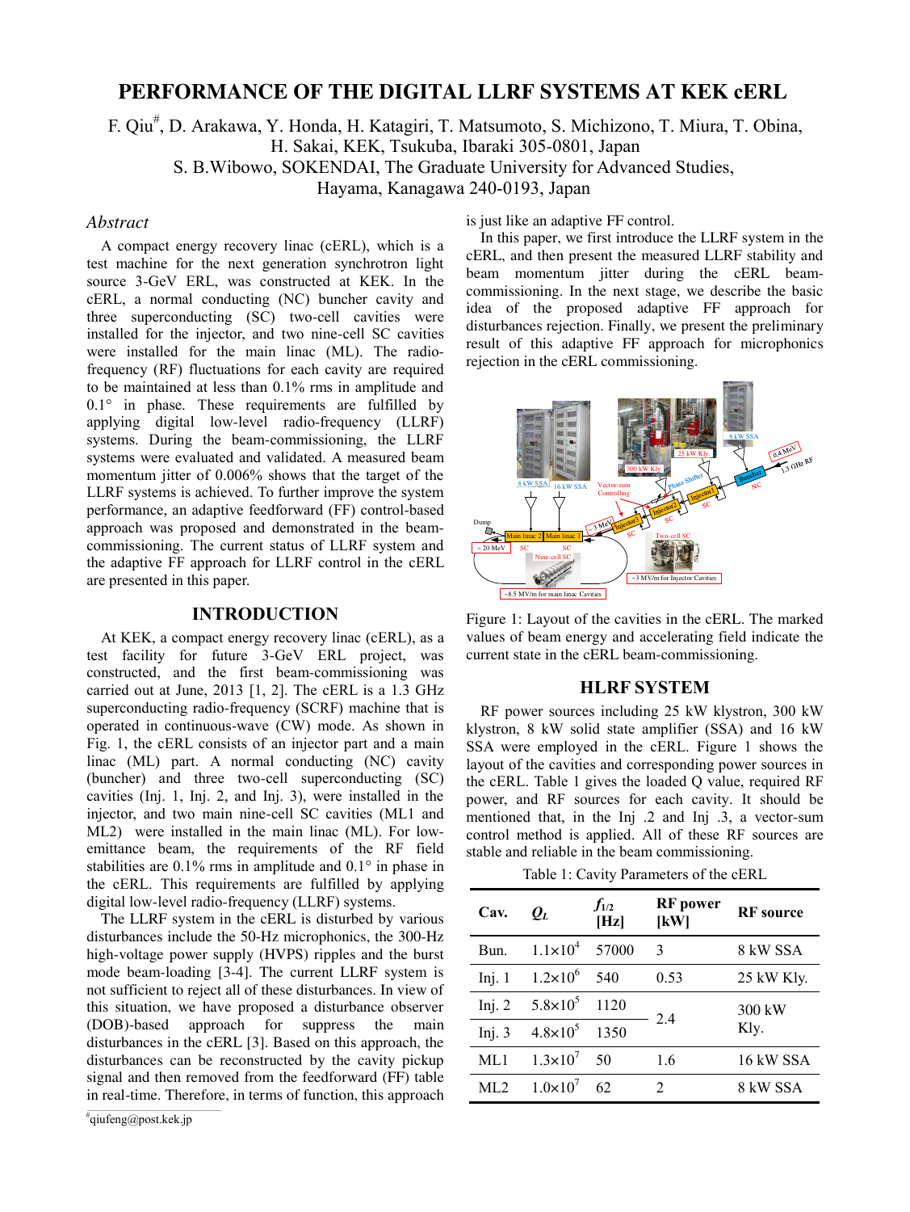# PERFORMANCE OF THE DIGITAL LLRF SYSTEMS AT KEK cERL

F. Qiu[#], D. Arakawa, Y. Honda, H. Katagiri, T. Matsumoto, S. Michizono, T. Miura, T. Obina, H. Sakai, KEK, Tsukuba, Ibaraki 305-0801, Japan
S. B.Wibowo, SOKENDAI, The Graduate University for Advanced Studies, Hayama, Kanagawa 240-0193, Japan

## *Abstract*

A compact energy recovery linac (cERL), which is a test machine for the next generation synchrotron light source 3-GeV ERL, was constructed at KEK. In the cERL, a normal conducting (NC) buncher cavity and three superconducting (SC) two-cell cavities were installed for the injector, and two nine-cell SC cavities were installed for the main linac (ML). The radio-frequency (RF) fluctuations for each cavity are required to be maintained at less than 0.1% rms in amplitude and 0.1° in phase. These requirements are fulfilled by applying digital low-level radio-frequency (LLRF) systems. During the beam-commissioning, the LLRF systems were evaluated and validated. A measured beam momentum jitter of 0.006% shows that the target of the LLRF systems is achieved. To further improve the system performance, an adaptive feedforward (FF) control-based approach was proposed and demonstrated in the beam-commissioning. The current status of LLRF system and the adaptive FF approach for LLRF control in the cERL are presented in this paper.

## INTRODUCTION

At KEK, a compact energy recovery linac (cERL), as a test facility for future 3-GeV ERL project, was constructed, and the first beam-commissioning was carried out at June, 2013 [1, 2]. The cERL is a 1.3 GHz superconducting radio-frequency (SCRF) machine that is operated in continuous-wave (CW) mode. As shown in Fig. 1, the cERL consists of an injector part and a main linac (ML) part. A normal conducting (NC) cavity (buncher) and three two-cell superconducting (SC) cavities (Inj. 1, Inj. 2, and Inj. 3), were installed in the injector, and two main nine-cell SC cavities (ML1 and ML2) were installed in the main linac (ML). For low-emittance beam, the requirements of the RF field stabilities are 0.1% rms in amplitude and 0.1° in phase in the cERL. This requirements are fulfilled by applying digital low-level radio-frequency (LLRF) systems.

The LLRF system in the cERL is disturbed by various disturbances include the 50-Hz microphonics, the 300-Hz high-voltage power supply (HVPS) ripples and the burst mode beam-loading [3-4]. The current LLRF system is not sufficient to reject all of these disturbances. In view of this situation, we have proposed a disturbance observer (DOB)-based approach for suppress the main disturbances in the cERL [3]. Based on this approach, the disturbances can be reconstructed by the cavity pickup signal and then removed from the feedforward (FF) table in real-time. Therefore, in terms of function, this approach is just like an adaptive FF control.

In this paper, we first introduce the LLRF system in the cERL, and then present the measured LLRF stability and beam momentum jitter during the cERL beam-commissioning. In the next stage, we describe the basic idea of the proposed adaptive FF approach for disturbances rejection. Finally, we present the preliminary result of this adaptive FF approach for microphonics rejection in the cERL commissioning.

Figure 1: Layout of the cavities in the cERL. The marked values of beam energy and accelerating field indicate the current state in the cERL beam-commissioning.

## HLRF SYSTEM

RF power sources including 25 kW klystron, 300 kW klystron, 8 kW solid state amplifier (SSA) and 16 kW SSA were employed in the cERL. Figure 1 shows the layout of the cavities and corresponding power sources in the cERL. Table 1 gives the loaded Q value, required RF power, and RF sources for each cavity. It should be mentioned that, in the Inj .2 and Inj .3, a vector-sum control method is applied. All of these RF sources are stable and reliable in the beam commissioning.

Table 1: Cavity Parameters of the cERL

| Cav. | $Q_L$ | $f_{1/2}$ [Hz] | RF power [kW] | RF source |
|---|---|---|---|---|
| Bun. | $1.1\times10^4$ | 57000 | 3 | 8 kW SSA |
| Inj. 1 | $1.2\times10^6$ | 540 | 0.53 | 25 kW Kly. |
| Inj. 2 | $5.8\times10^5$ | 1120 | 2.4 | 300 kW Kly. |
| Inj. 3 | $4.8\times10^5$ | 1350 | | |
| ML1 | $1.3\times10^7$ | 50 | 1.6 | 16 kW SSA |
| ML2 | $1.0\times10^7$ | 62 | 2 | 8 kW SSA |

[#] qiufeng@post.kek.jp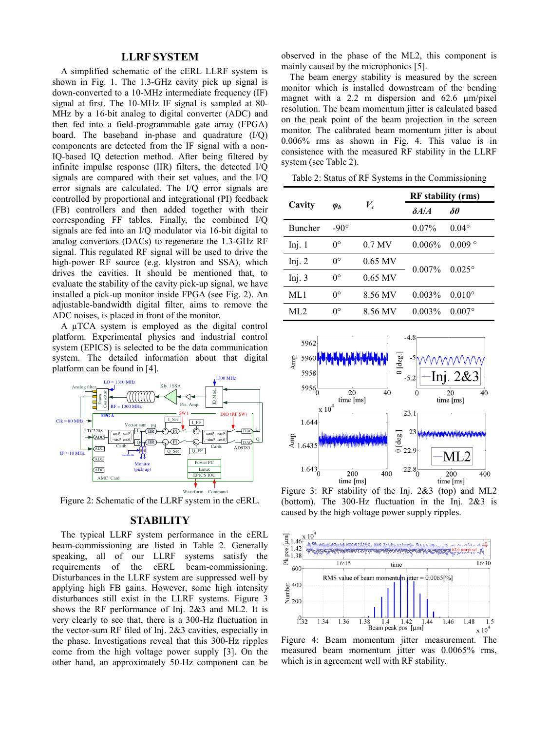## LLRF SYSTEM

A simplified schematic of the cERL LLRF system is shown in Fig. 1. The 1.3-GHz cavity pick up signal is down-converted to a 10-MHz intermediate frequency (IF) signal at first. The 10-MHz IF signal is sampled at 80-MHz by a 16-bit analog to digital converter (ADC) and then fed into a field-programmable gate array (FPGA) board. The baseband in-phase and quadrature (I/Q) components are detected from the IF signal with a non-IQ-based IQ detection method. After being filtered by infinite impulse response (IIR) filters, the detected I/Q signals are compared with their set values, and the I/Q error signals are calculated. The I/Q error signals are controlled by proportional and integrational (PI) feedback (FB) controllers and then added together with their corresponding FF tables. Finally, the combined I/Q signals are fed into an I/Q modulator via 16-bit digital to analog convertors (DACs) to regenerate the 1.3-GHz RF signal. This regulated RF signal will be used to drive the high-power RF source (e.g. klystron and SSA), which drives the cavities. It should be mentioned that, to evaluate the stability of the cavity pick-up signal, we have installed a pick-up monitor inside FPGA (see Fig. 2). An adjustable-bandwidth digital filter, aims to remove the ADC noises, is placed in front of the monitor.

A μTCA system is employed as the digital control platform. Experimental physics and industrial control system (EPICS) is selected to be the data communication system. The detailed information about that digital platform can be found in [4].

Figure 2: Schematic of the LLRF system in the cERL.

## STABILITY

The typical LLRF system performance in the cERL beam-commissioning are listed in Table 2. Generally speaking, all of our LLRF systems satisfy the requirements of the cERL beam-commissioning. Disturbances in the LLRF system are suppressed well by applying high FB gains. However, some high intensity disturbances still exist in the LLRF systems. Figure 3 shows the RF performance of Inj. 2&3 and ML2. It is very clearly to see that, there is a 300-Hz fluctuation in the vector-sum RF filed of Inj. 2&3 cavities, especially in the phase. Investigations reveal that this 300-Hz ripples come from the high voltage power supply [3]. On the other hand, an approximately 50-Hz component can be observed in the phase of the ML2, this component is mainly caused by the microphonics [5].

The beam energy stability is measured by the screen monitor which is installed downstream of the bending magnet with 2.2 m dispersion and 62.6 μm/pixel resolution. The beam momentum jitter is calculated based on the peak point of the beam projection in the screen monitor. The calibrated beam momentum jitter is about 0.006% rms as shown in Fig. 4. This value is in consistence with the measured RF stability in the LLRF system (see Table 2).

Table 2: Status of RF Systems in the Commissioning

| Cavity | $\varphi_b$ | $V_c$ | RF stability (rms) | |
|---|---|---|---|---|
| | | | $\delta A/A$ | $\delta\theta$ |
| Buncher | -90° | | 0.07% | 0.04° |
| Inj. 1 | 0° | 0.7 MV | 0.006% | 0.009 ° |
| Inj. 2 | 0° | 0.65 MV | 0.007% | 0.025° |
| Inj. 3 | 0° | 0.65 MV | | |
| ML1 | 0° | 8.56 MV | 0.003% | 0.010° |
| ML2 | 0° | 8.56 MV | 0.003% | 0.007° |

Figure 3: RF stability of the Inj. 2&3 (top) and ML2 (bottom). The 300-Hz fluctuation in the Inj. 2&3 is caused by the high voltage power supply ripples.

Figure 4: Beam momentum jitter measurement. The measured beam momentum jitter was 0.0065% rms, which is in agreement well with RF stability.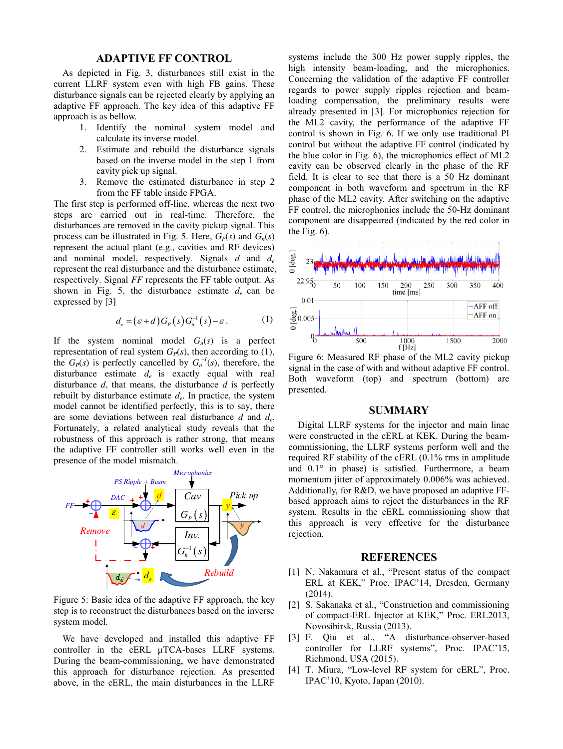## ADAPTIVE FF CONTROL

As depicted in Fig. 3, disturbances still exist in the current LLRF system even with high FB gains. These disturbance signals can be rejected clearly by applying an adaptive FF approach. The key idea of this adaptive FF approach is as bellow.

1. Identify the nominal system model and calculate its inverse model.
2. Estimate and rebuild the disturbance signals based on the inverse model in the step 1 from cavity pick up signal.
3. Remove the estimated disturbance in step 2 from the FF table inside FPGA.

The first step is performed off-line, whereas the next two steps are carried out in real-time. Therefore, the disturbances are removed in the cavity pickup signal. This process can be illustrated in Fig. 5. Here, $G_P(s)$ and $G_n(s)$ represent the actual plant (e.g., cavities and RF devices) and nominal model, respectively. Signals $d$ and $d_e$ represent the real disturbance and the disturbance estimate, respectively. Signal $FF$ represents the FF table output. As shown in Fig. 5, the disturbance estimate $d_e$ can be expressed by [3]

$$d_e = (\varepsilon + d)G_P(s)G_n^{-1}(s) - \varepsilon \,. \tag{1}$$

If the system nominal model $G_n(s)$ is a perfect representation of real system $G_P(s)$, then according to (1), the $G_P(s)$ is perfectly cancelled by $G_n^{-1}(s)$, therefore, the disturbance estimate $d_e$ is exactly equal with real disturbance $d$, that means, the disturbance $d$ is perfectly rebuilt by disturbance estimate $d_e$. In practice, the system model cannot be identified perfectly, this is to say, there are some deviations between real disturbance $d$ and $d_e$. Fortunately, a related analytical study reveals that the robustness of this approach is rather strong, that means the adaptive FF controller still works well even in the presence of the model mismatch.

Figure 5: Basic idea of the adaptive FF approach, the key step is to reconstruct the disturbances based on the inverse system model.

We have developed and installed this adaptive FF controller in the cERL μTCA-bases LLRF systems. During the beam-commissioning, we have demonstrated this approach for disturbance rejection. As presented above, in the cERL, the main disturbances in the LLRF systems include the 300 Hz power supply ripples, the high intensity beam-loading, and the microphonics. Concerning the validation of the adaptive FF controller regards to power supply ripples rejection and beam-loading compensation, the preliminary results were already presented in [3]. For microphonics rejection for the ML2 cavity, the performance of the adaptive FF control is shown in Fig. 6. If we only use traditional PI control but without the adaptive FF control (indicated by the blue color in Fig. 6), the microphonics effect of ML2 cavity can be observed clearly in the phase of the RF field. It is clear to see that there is a 50 Hz dominant component in both waveform and spectrum in the RF phase of the ML2 cavity. After switching on the adaptive FF control, the microphonics include the 50-Hz dominant component are disappeared (indicated by the red color in the Fig. 6).

Figure 6: Measured RF phase of the ML2 cavity pickup signal in the case of with and without adaptive FF control. Both waveform (top) and spectrum (bottom) are presented.

## SUMMARY

Digital LLRF systems for the injector and main linac were constructed in the cERL at KEK. During the beam-commissioning, the LLRF systems perform well and the required RF stability of the cERL (0.1% rms in amplitude and 0.1° in phase) is satisfied. Furthermore, a beam momentum jitter of approximately 0.006% was achieved. Additionally, for R&D, we have proposed an adaptive FF-based approach aims to reject the disturbances in the RF system. Results in the cERL commissioning show that this approach is very effective for the disturbance rejection.

## REFERENCES

[1] N. Nakamura et al., "Present status of the compact ERL at KEK," Proc. IPAC'14, Dresden, Germany (2014).

[2] S. Sakanaka et al., "Construction and commissioning of compact-ERL Injector at KEK," Proc. ERL2013, Novosibirsk, Russia (2013).

[3] F. Qiu et al., "A disturbance-observer-based controller for LLRF systems", Proc. IPAC'15, Richmond, USA (2015).

[4] T. Miura, "Low-level RF system for cERL", Proc. IPAC'10, Kyoto, Japan (2010).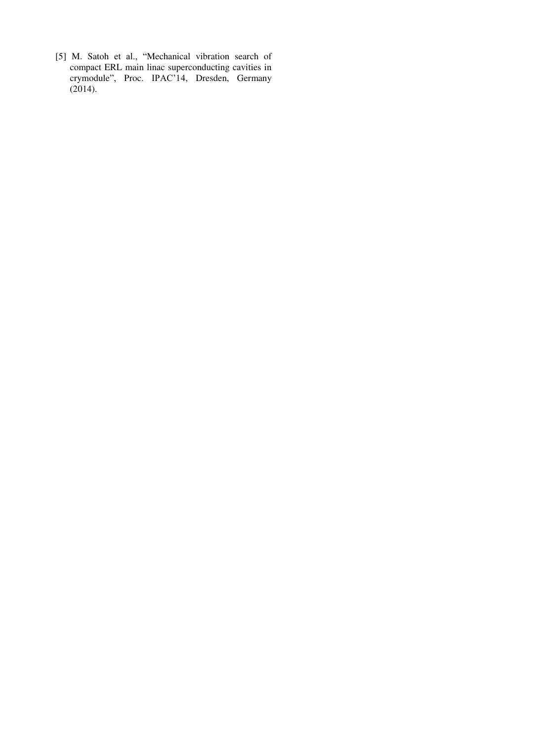[5] M. Satoh et al., “Mechanical vibration search of compact ERL main linac superconducting cavities in crymodule”, Proc. IPAC’14, Dresden, Germany (2014).